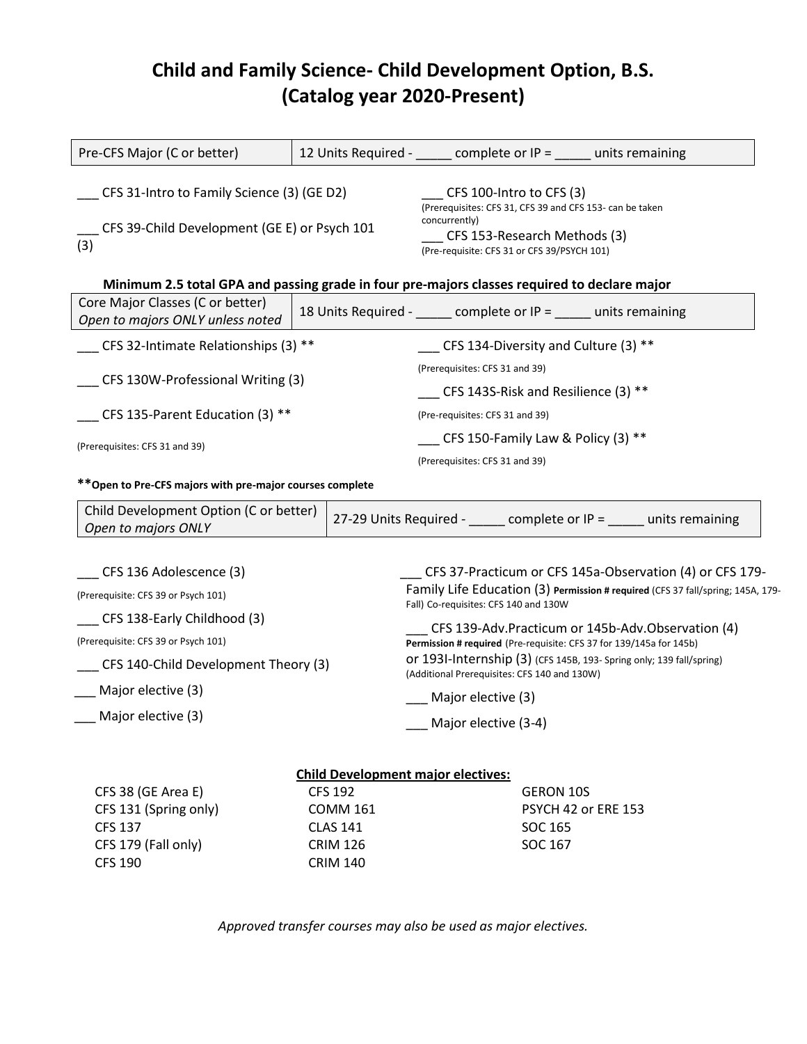# Child and Family Science- Child Development Option, B.S.
## (Catalog year 2020-Present)

| Pre-CFS Major (C or better) | 12 Units Required - _____ complete or IP = _____ units remaining |
|---|---|

___ CFS 31-Intro to Family Science (3) (GE D2)

___ CFS 39-Child Development (GE E) or Psych 101 (3)

___ CFS 100-Intro to CFS (3)
(Prerequisites: CFS 31, CFS 39 and CFS 153- can be taken concurrently)

___ CFS 153-Research Methods (3)
(Pre-requisite: CFS 31 or CFS 39/PSYCH 101)

**Minimum 2.5 total GPA and passing grade in four pre-majors classes required to declare major**

| Core Major Classes (C or better) *Open to majors ONLY unless noted* | 18 Units Required - _____ complete or IP = _____ units remaining |
|---|---|

___ CFS 32-Intimate Relationships (3) **

___ CFS 130W-Professional Writing (3)

___ CFS 135-Parent Education (3) **
(Prerequisites: CFS 31 and 39)

___ CFS 134-Diversity and Culture (3) **
(Prerequisites: CFS 31 and 39)

___ CFS 143S-Risk and Resilience (3) **
(Pre-requisites: CFS 31 and 39)

___ CFS 150-Family Law & Policy (3) **
(Prerequisites: CFS 31 and 39)

**Open to Pre-CFS majors with pre-major courses complete**

| Child Development Option (C or better) *Open to majors ONLY* | 27-29 Units Required - _____ complete or IP = _____ units remaining |
|---|---|

___ CFS 136 Adolescence (3)
(Prerequisite: CFS 39 or Psych 101)

___ CFS 138-Early Childhood (3)
(Prerequisite: CFS 39 or Psych 101)

___ CFS 140-Child Development Theory (3)

___ Major elective (3)

___ Major elective (3)

___ CFS 37-Practicum or CFS 145a-Observation (4) or CFS 179-Family Life Education (3) **Permission # required** (CFS 37 fall/spring; 145A, 179-Fall) Co-requisites: CFS 140 and 130W

___ CFS 139-Adv.Practicum or 145b-Adv.Observation (4) **Permission # required** (Pre-requisite: CFS 37 for 139/145a for 145b) or 193I-Internship (3) (CFS 145B, 193- Spring only; 139 fall/spring) (Additional Prerequisites: CFS 140 and 130W)

___ Major elective (3)

___ Major elective (3-4)

**Child Development major electives:**

| | | |
|---|---|---|
| CFS 38 (GE Area E) | CFS 192 | GERON 10S |
| CFS 131 (Spring only) | COMM 161 | PSYCH 42 or ERE 153 |
| CFS 137 | CLAS 141 | SOC 165 |
| CFS 179 (Fall only) | CRIM 126 | SOC 167 |
| CFS 190 | CRIM 140 | |

*Approved transfer courses may also be used as major electives.*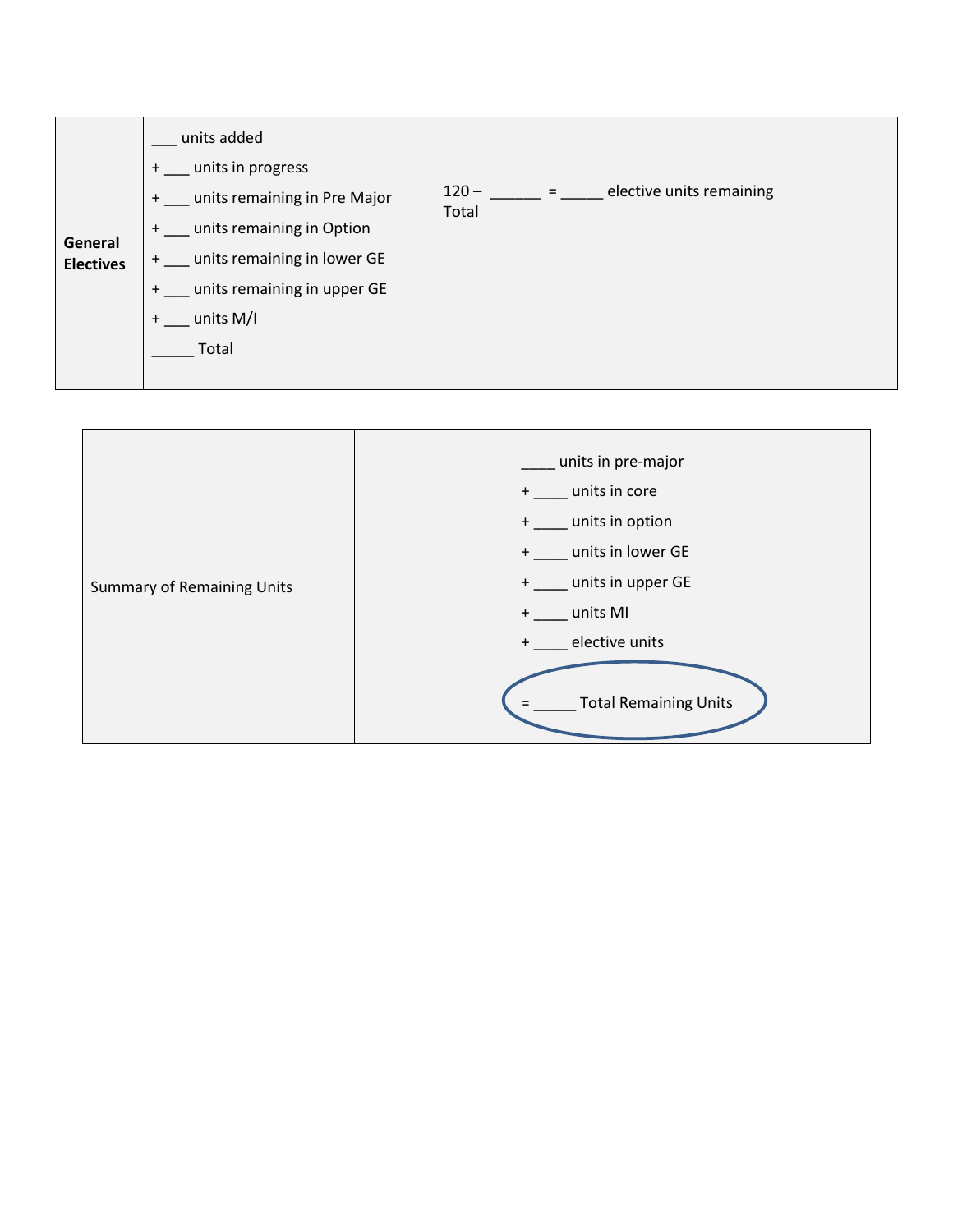| | | |
|---|---|---|
| **General Electives** | ___ units added<br>+ ___ units in progress<br>+ ___ units remaining in Pre Major<br>+ ___ units remaining in Option<br>+ ___ units remaining in lower GE<br>+ ___ units remaining in upper GE<br>+ ___ units M/I<br>_____ Total | 120 – ______ = _____ elective units remaining<br>Total |

| | |
|---|---|
| Summary of Remaining Units | ____ units in pre-major<br>+ ____ units in core<br>+ ____ units in option<br>+ ____ units in lower GE<br>+ ____ units in upper GE<br>+ ____ units MI<br>+ ____ elective units<br>= _____ Total Remaining Units |